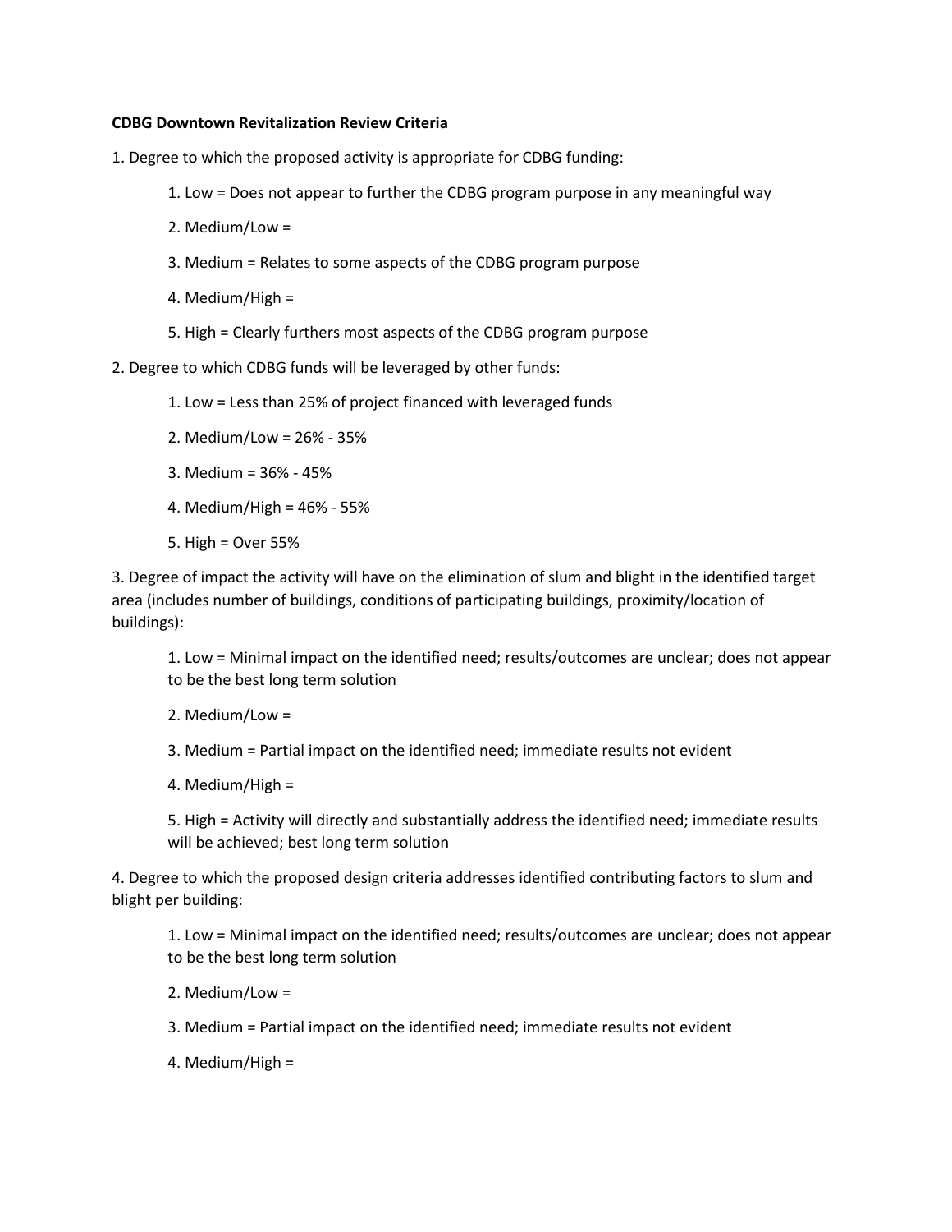**CDBG Downtown Revitalization Review Criteria**

1. Degree to which the proposed activity is appropriate for CDBG funding:

    1. Low = Does not appear to further the CDBG program purpose in any meaningful way
    2. Medium/Low =
    3. Medium = Relates to some aspects of the CDBG program purpose
    4. Medium/High =
    5. High = Clearly furthers most aspects of the CDBG program purpose

2. Degree to which CDBG funds will be leveraged by other funds:

    1. Low = Less than 25% of project financed with leveraged funds
    2. Medium/Low = 26% - 35%
    3. Medium = 36% - 45%
    4. Medium/High = 46% - 55%
    5. High = Over 55%

3. Degree of impact the activity will have on the elimination of slum and blight in the identified target area (includes number of buildings, conditions of participating buildings, proximity/location of buildings):

    1. Low = Minimal impact on the identified need; results/outcomes are unclear; does not appear to be the best long term solution
    2. Medium/Low =
    3. Medium = Partial impact on the identified need; immediate results not evident
    4. Medium/High =
    5. High = Activity will directly and substantially address the identified need; immediate results will be achieved; best long term solution

4. Degree to which the proposed design criteria addresses identified contributing factors to slum and blight per building:

    1. Low = Minimal impact on the identified need; results/outcomes are unclear; does not appear to be the best long term solution
    2. Medium/Low =
    3. Medium = Partial impact on the identified need; immediate results not evident
    4. Medium/High =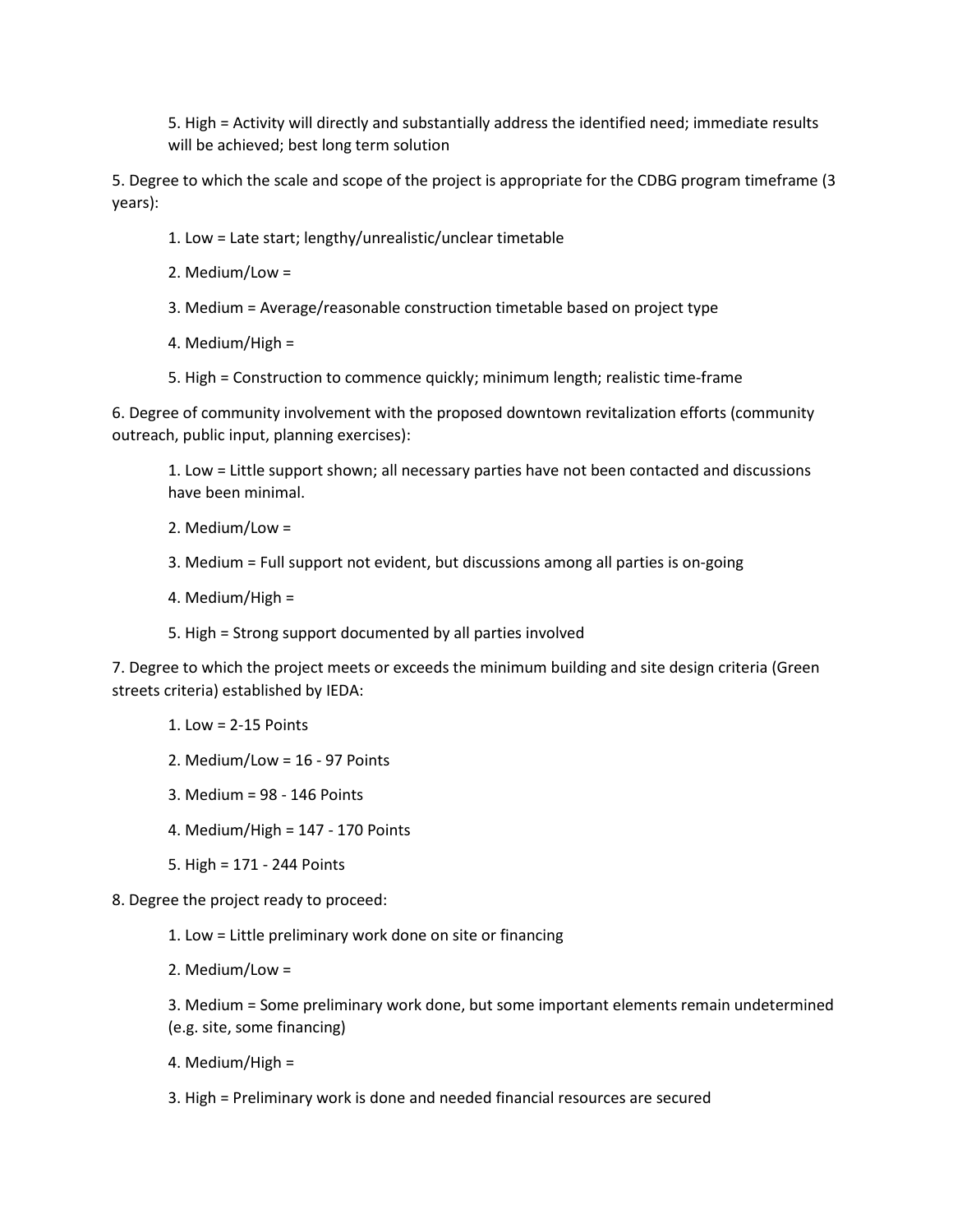5. High = Activity will directly and substantially address the identified need; immediate results will be achieved; best long term solution

5. Degree to which the scale and scope of the project is appropriate for the CDBG program timeframe (3 years):

   1. Low = Late start; lengthy/unrealistic/unclear timetable

   2. Medium/Low =

   3. Medium = Average/reasonable construction timetable based on project type

   4. Medium/High =

   5. High = Construction to commence quickly; minimum length; realistic time-frame

6. Degree of community involvement with the proposed downtown revitalization efforts (community outreach, public input, planning exercises):

   1. Low = Little support shown; all necessary parties have not been contacted and discussions have been minimal.

   2. Medium/Low =

   3. Medium = Full support not evident, but discussions among all parties is on-going

   4. Medium/High =

   5. High = Strong support documented by all parties involved

7. Degree to which the project meets or exceeds the minimum building and site design criteria (Green streets criteria) established by IEDA:

   1. Low = 2-15 Points

   2. Medium/Low = 16 - 97 Points

   3. Medium = 98 - 146 Points

   4. Medium/High = 147 - 170 Points

   5. High = 171 - 244 Points

8. Degree the project ready to proceed:

   1. Low = Little preliminary work done on site or financing

   2. Medium/Low =

   3. Medium = Some preliminary work done, but some important elements remain undetermined (e.g. site, some financing)

   4. Medium/High =

   3. High = Preliminary work is done and needed financial resources are secured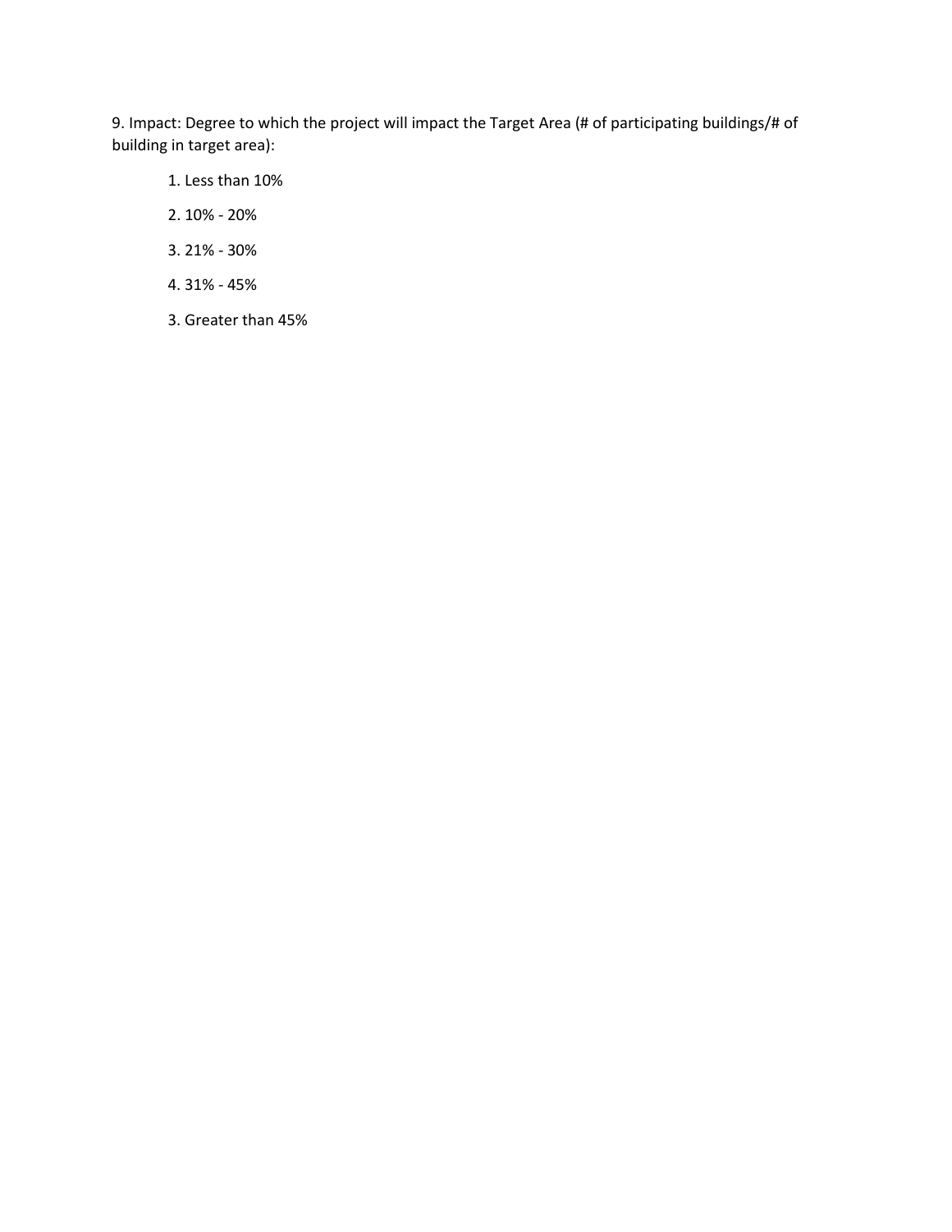9. Impact: Degree to which the project will impact the Target Area (# of participating buildings/# of building in target area):

    1. Less than 10%

    2. 10% - 20%

    3. 21% - 30%

    4. 31% - 45%

    3. Greater than 45%